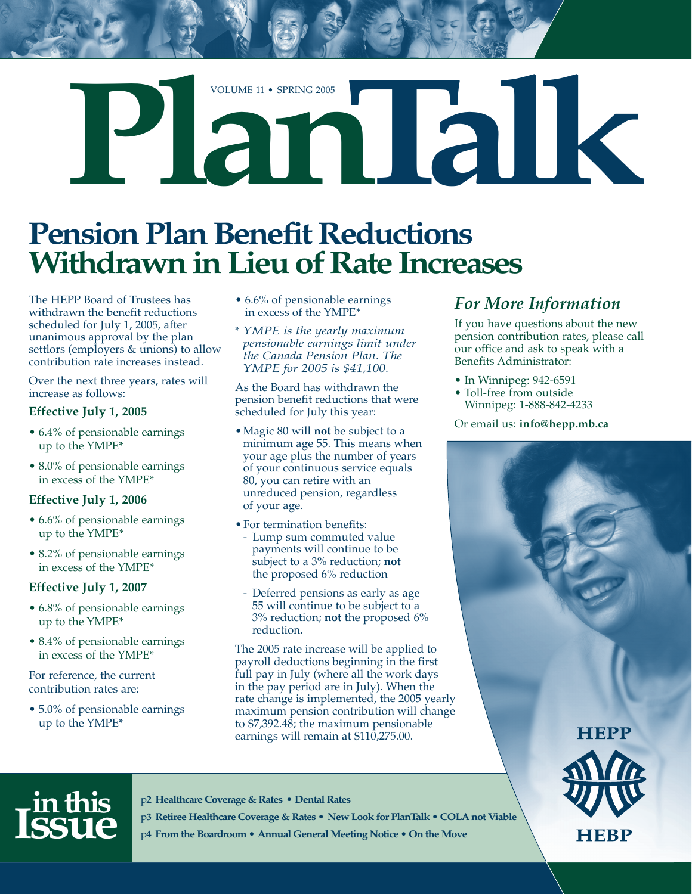# PlanTalk

VOLUME 11 • SPRING 2005

## Pension Plan Benefit Reductions Withdrawn in Lieu of Rate Increases

The HEPP Board of Trustees has withdrawn the benefit reductions scheduled for July 1, 2005, after unanimous approval by the plan settlors (employers & unions) to allow contribution rate increases instead.

Over the next three years, rates will increase as follows:

**Effective July 1, 2005**

- 6.4% of pensionable earnings up to the YMPE*
- 8.0% of pensionable earnings in excess of the YMPE*

**Effective July 1, 2006**

- 6.6% of pensionable earnings up to the YMPE*
- 8.2% of pensionable earnings in excess of the YMPE*

**Effective July 1, 2007**

- 6.8% of pensionable earnings up to the YMPE*
- 8.4% of pensionable earnings in excess of the YMPE*

For reference, the current contribution rates are:

- 5.0% of pensionable earnings up to the YMPE*
- 6.6% of pensionable earnings in excess of the YMPE*

\* *YMPE is the yearly maximum pensionable earnings limit under the Canada Pension Plan. The YMPE for 2005 is $41,100.*

As the Board has withdrawn the pension benefit reductions that were scheduled for July this year:

- Magic 80 will **not** be subject to a minimum age 55. This means when your age plus the number of years of your continuous service equals 80, you can retire with an unreduced pension, regardless of your age.
- For termination benefits:
  - Lump sum commuted value payments will continue to be subject to a 3% reduction; **not** the proposed 6% reduction
  - Deferred pensions as early as age 55 will continue to be subject to a 3% reduction; **not** the proposed 6% reduction.

The 2005 rate increase will be applied to payroll deductions beginning in the first full pay in July (where all the work days in the pay period are in July). When the rate change is implemented, the 2005 yearly maximum pension contribution will change to $7,392.48; the maximum pensionable earnings will remain at $110,275.00.

### *For More Information*

If you have questions about the new pension contribution rates, please call our office and ask to speak with a Benefits Administrator:

- In Winnipeg: 942-6591
- Toll-free from outside Winnipeg: 1-888-842-4233

Or email us: **info@hepp.mb.ca**

HEPP

HEBP

## in this Issue

p2 **Healthcare Coverage & Rates • Dental Rates**

p3 **Retiree Healthcare Coverage & Rates • New Look for PlanTalk • COLA not Viable**

p4 **From the Boardroom • Annual General Meeting Notice • On the Move**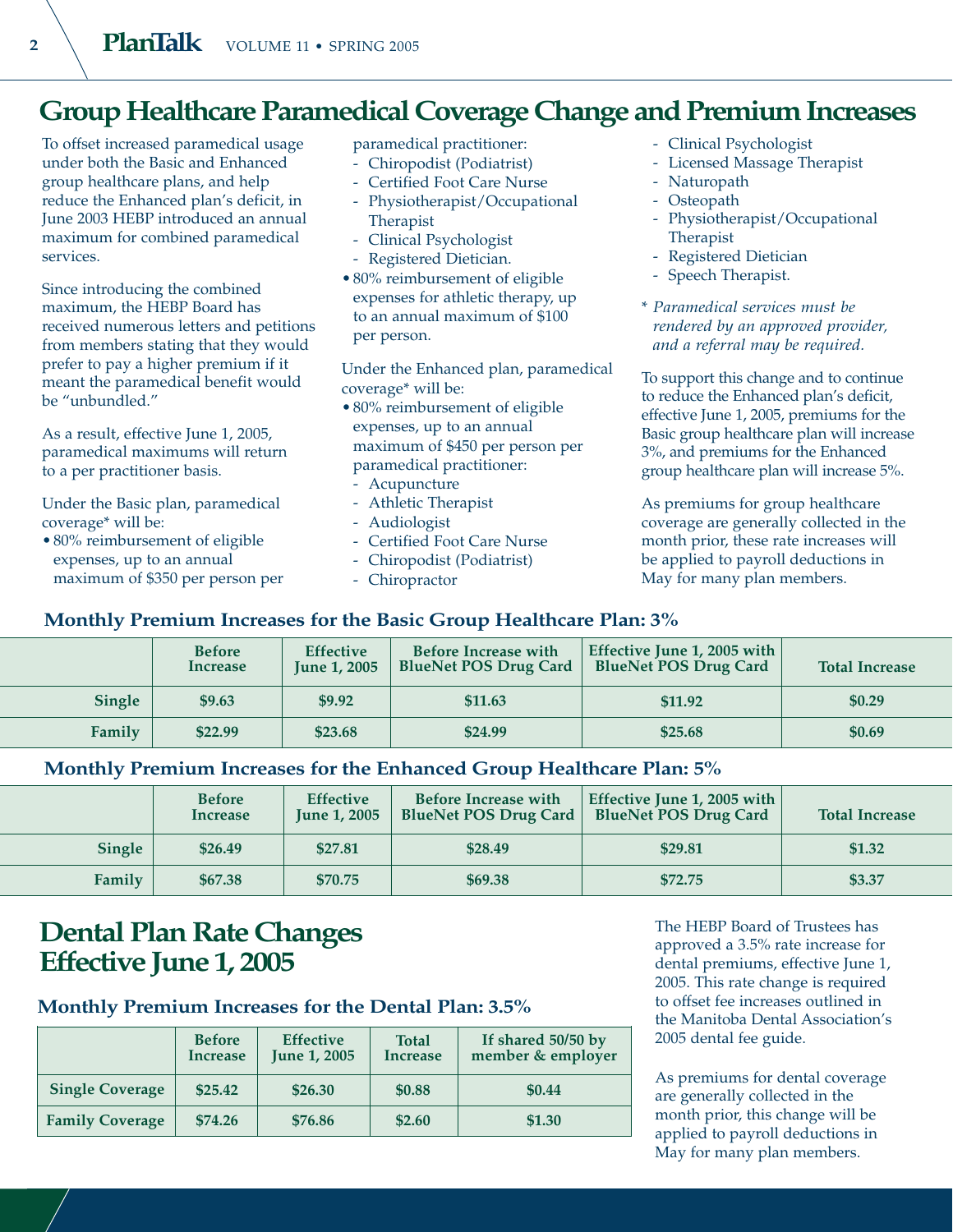# Group Healthcare Paramedical Coverage Change and Premium Increases

To offset increased paramedical usage under both the Basic and Enhanced group healthcare plans, and help reduce the Enhanced plan's deficit, in June 2003 HEBP introduced an annual maximum for combined paramedical services.

Since introducing the combined maximum, the HEBP Board has received numerous letters and petitions from members stating that they would prefer to pay a higher premium if it meant the paramedical benefit would be "unbundled."

As a result, effective June 1, 2005, paramedical maximums will return to a per practitioner basis.

Under the Basic plan, paramedical coverage* will be:

- 80% reimbursement of eligible expenses, up to an annual maximum of $350 per person per paramedical practitioner:
  - Chiropodist (Podiatrist)
  - Certified Foot Care Nurse
  - Physiotherapist/Occupational Therapist
  - Clinical Psychologist
  - Registered Dietician.
- 80% reimbursement of eligible expenses for athletic therapy, up to an annual maximum of $100 per person.

Under the Enhanced plan, paramedical coverage* will be:

- 80% reimbursement of eligible expenses, up to an annual maximum of $450 per person per paramedical practitioner:
  - Acupuncture
  - Athletic Therapist
  - Audiologist
  - Certified Foot Care Nurse
  - Chiropodist (Podiatrist)
  - Chiropractor
  - Clinical Psychologist
  - Licensed Massage Therapist
  - Naturopath
  - Osteopath
  - Physiotherapist/Occupational Therapist
  - Registered Dietician
  - Speech Therapist.

*\* Paramedical services must be rendered by an approved provider, and a referral may be required.*

To support this change and to continue to reduce the Enhanced plan's deficit, effective June 1, 2005, premiums for the Basic group healthcare plan will increase 3%, and premiums for the Enhanced group healthcare plan will increase 5%.

As premiums for group healthcare coverage are generally collected in the month prior, these rate increases will be applied to payroll deductions in May for many plan members.

### Monthly Premium Increases for the Basic Group Healthcare Plan: 3%

| | Before Increase | Effective June 1, 2005 | Before Increase with BlueNet POS Drug Card | Effective June 1, 2005 with BlueNet POS Drug Card | Total Increase |
|---|---|---|---|---|---|
| **Single** | $9.63 | $9.92 | $11.63 | $11.92 | $0.29 |
| **Family** | $22.99 | $23.68 | $24.99 | $25.68 | $0.69 |

### Monthly Premium Increases for the Enhanced Group Healthcare Plan: 5%

| | Before Increase | Effective June 1, 2005 | Before Increase with BlueNet POS Drug Card | Effective June 1, 2005 with BlueNet POS Drug Card | Total Increase |
|---|---|---|---|---|---|
| **Single** | $26.49 | $27.81 | $28.49 | $29.81 | $1.32 |
| **Family** | $67.38 | $70.75 | $69.38 | $72.75 | $3.37 |

# Dental Plan Rate Changes Effective June 1, 2005

### Monthly Premium Increases for the Dental Plan: 3.5%

| | Before Increase | Effective June 1, 2005 | Total Increase | If shared 50/50 by member & employer |
|---|---|---|---|---|
| **Single Coverage** | $25.42 | $26.30 | $0.88 | $0.44 |
| **Family Coverage** | $74.26 | $76.86 | $2.60 | $1.30 |

The HEBP Board of Trustees has approved a 3.5% rate increase for dental premiums, effective June 1, 2005. This rate change is required to offset fee increases outlined in the Manitoba Dental Association's 2005 dental fee guide.

As premiums for dental coverage are generally collected in the month prior, this change will be applied to payroll deductions in May for many plan members.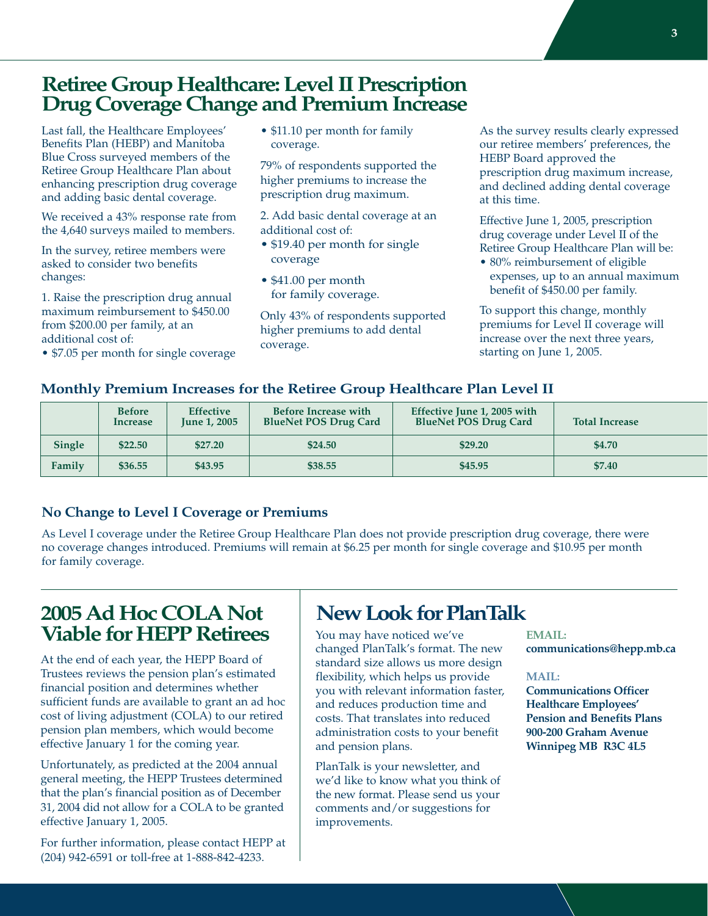# Retiree Group Healthcare: Level II Prescription Drug Coverage Change and Premium Increase

Last fall, the Healthcare Employees' Benefits Plan (HEBP) and Manitoba Blue Cross surveyed members of the Retiree Group Healthcare Plan about enhancing prescription drug coverage and adding basic dental coverage.

We received a 43% response rate from the 4,640 surveys mailed to members.

In the survey, retiree members were asked to consider two benefits changes:

1. Raise the prescription drug annual maximum reimbursement to $450.00 from $200.00 per family, at an additional cost of:
   - $7.05 per month for single coverage
   - $11.10 per month for family coverage.

79% of respondents supported the higher premiums to increase the prescription drug maximum.

2. Add basic dental coverage at an additional cost of:
   - $19.40 per month for single coverage
   - $41.00 per month for family coverage.

Only 43% of respondents supported higher premiums to add dental coverage.

As the survey results clearly expressed our retiree members' preferences, the HEBP Board approved the prescription drug maximum increase, and declined adding dental coverage at this time.

Effective June 1, 2005, prescription drug coverage under Level II of the Retiree Group Healthcare Plan will be:

- 80% reimbursement of eligible expenses, up to an annual maximum benefit of $450.00 per family.

To support this change, monthly premiums for Level II coverage will increase over the next three years, starting on June 1, 2005.

### Monthly Premium Increases for the Retiree Group Healthcare Plan Level II

| | Before Increase | Effective June 1, 2005 | Before Increase with BlueNet POS Drug Card | Effective June 1, 2005 with BlueNet POS Drug Card | Total Increase |
|---|---|---|---|---|---|
| **Single** | $22.50 | $27.20 | $24.50 | $29.20 | $4.70 |
| **Family** | $36.55 | $43.95 | $38.55 | $45.95 | $7.40 |

### No Change to Level I Coverage or Premiums

As Level I coverage under the Retiree Group Healthcare Plan does not provide prescription drug coverage, there were no coverage changes introduced. Premiums will remain at $6.25 per month for single coverage and $10.95 per month for family coverage.

# 2005 Ad Hoc COLA Not Viable for HEPP Retirees

At the end of each year, the HEPP Board of Trustees reviews the pension plan's estimated financial position and determines whether sufficient funds are available to grant an ad hoc cost of living adjustment (COLA) to our retired pension plan members, which would become effective January 1 for the coming year.

Unfortunately, as predicted at the 2004 annual general meeting, the HEPP Trustees determined that the plan's financial position as of December 31, 2004 did not allow for a COLA to be granted effective January 1, 2005.

For further information, please contact HEPP at (204) 942-6591 or toll-free at 1-888-842-4233.

# New Look for PlanTalk

You may have noticed we've changed PlanTalk's format. The new standard size allows us more design flexibility, which helps us provide you with relevant information faster, and reduces production time and costs. That translates into reduced administration costs to your benefit and pension plans.

PlanTalk is your newsletter, and we'd like to know what you think of the new format. Please send us your comments and/or suggestions for improvements.

**EMAIL:**
**communications@hepp.mb.ca**

**MAIL:**
**Communications Officer**
**Healthcare Employees' Pension and Benefits Plans**
**900-200 Graham Avenue**
**Winnipeg MB R3C 4L5**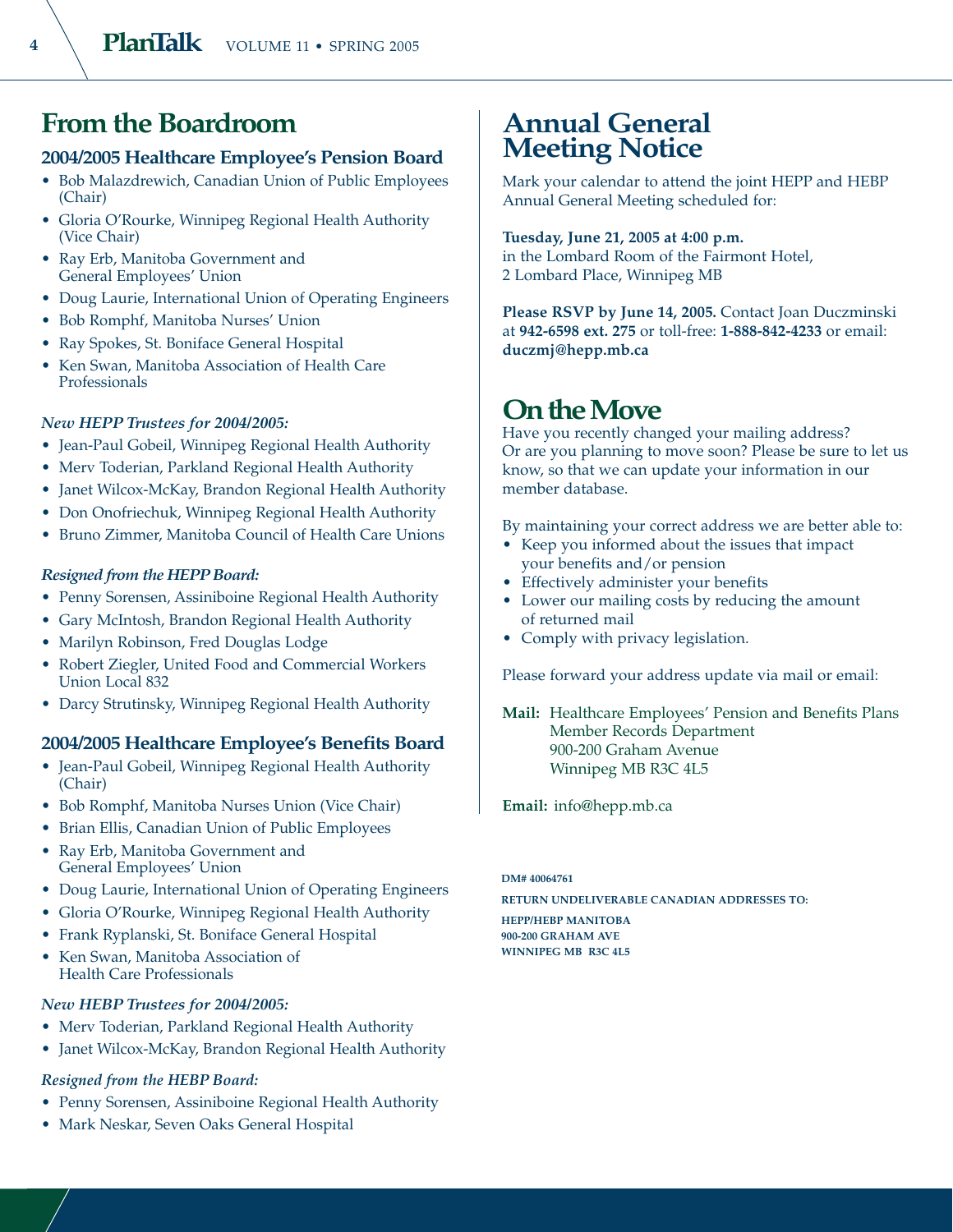# From the Boardroom

### 2004/2005 Healthcare Employee's Pension Board

- Bob Malazdrewich, Canadian Union of Public Employees (Chair)
- Gloria O'Rourke, Winnipeg Regional Health Authority (Vice Chair)
- Ray Erb, Manitoba Government and General Employees' Union
- Doug Laurie, International Union of Operating Engineers
- Bob Romphf, Manitoba Nurses' Union
- Ray Spokes, St. Boniface General Hospital
- Ken Swan, Manitoba Association of Health Care Professionals

*New HEPP Trustees for 2004/2005:*

- Jean-Paul Gobeil, Winnipeg Regional Health Authority
- Merv Toderian, Parkland Regional Health Authority
- Janet Wilcox-McKay, Brandon Regional Health Authority
- Don Onofriechuk, Winnipeg Regional Health Authority
- Bruno Zimmer, Manitoba Council of Health Care Unions

*Resigned from the HEPP Board:*

- Penny Sorensen, Assiniboine Regional Health Authority
- Gary McIntosh, Brandon Regional Health Authority
- Marilyn Robinson, Fred Douglas Lodge
- Robert Ziegler, United Food and Commercial Workers Union Local 832
- Darcy Strutinsky, Winnipeg Regional Health Authority

### 2004/2005 Healthcare Employee's Benefits Board

- Jean-Paul Gobeil, Winnipeg Regional Health Authority (Chair)
- Bob Romphf, Manitoba Nurses Union (Vice Chair)
- Brian Ellis, Canadian Union of Public Employees
- Ray Erb, Manitoba Government and General Employees' Union
- Doug Laurie, International Union of Operating Engineers
- Gloria O'Rourke, Winnipeg Regional Health Authority
- Frank Ryplanski, St. Boniface General Hospital
- Ken Swan, Manitoba Association of Health Care Professionals

*New HEBP Trustees for 2004/2005:*

- Merv Toderian, Parkland Regional Health Authority
- Janet Wilcox-McKay, Brandon Regional Health Authority

*Resigned from the HEBP Board:*

- Penny Sorensen, Assiniboine Regional Health Authority
- Mark Neskar, Seven Oaks General Hospital

# Annual General Meeting Notice

Mark your calendar to attend the joint HEPP and HEBP Annual General Meeting scheduled for:

**Tuesday, June 21, 2005 at 4:00 p.m.**
in the Lombard Room of the Fairmont Hotel,
2 Lombard Place, Winnipeg MB

**Please RSVP by June 14, 2005.** Contact Joan Duczminski at **942-6598 ext. 275** or toll-free: **1-888-842-4233** or email: **duczmj@hepp.mb.ca**

# On the Move

Have you recently changed your mailing address? Or are you planning to move soon? Please be sure to let us know, so that we can update your information in our member database.

By maintaining your correct address we are better able to:

- Keep you informed about the issues that impact your benefits and/or pension
- Effectively administer your benefits
- Lower our mailing costs by reducing the amount of returned mail
- Comply with privacy legislation.

Please forward your address update via mail or email:

**Mail:** Healthcare Employees' Pension and Benefits Plans
Member Records Department
900-200 Graham Avenue
Winnipeg MB R3C 4L5

**Email:** info@hepp.mb.ca

DM# 40064761

RETURN UNDELIVERABLE CANADIAN ADDRESSES TO:

HEPP/HEBP MANITOBA
900-200 GRAHAM AVE
WINNIPEG MB R3C 4L5